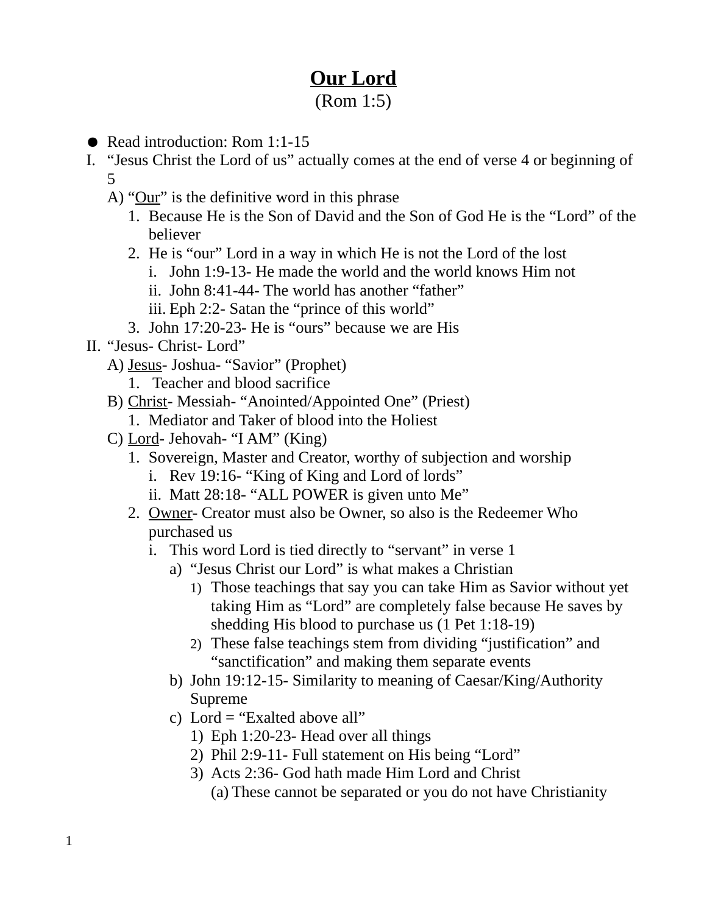# <u>Our Lord</u>

(Rom 1:5)

- Read introduction: Rom 1:1-15

I. "Jesus Christ the Lord of us" actually comes at the end of verse 4 or beginning of 5
   - A) "<u>Our</u>" is the definitive word in this phrase
     1. Because He is the Son of David and the Son of God He is the "Lord" of the believer
     2. He is "our" Lord in a way in which He is not the Lord of the lost
        - i. John 1:9-13- He made the world and the world knows Him not
        - ii. John 8:41-44- The world has another "father"
        - iii. Eph 2:2- Satan the "prince of this world"
     3. John 17:20-23- He is "ours" because we are His

II. "Jesus- Christ- Lord"
   - A) <u>Jesus</u>- Joshua- "Savior" (Prophet)
     1. Teacher and blood sacrifice
   - B) <u>Christ</u>- Messiah- "Anointed/Appointed One" (Priest)
     1. Mediator and Taker of blood into the Holiest
   - C) <u>Lord</u>- Jehovah- "I AM" (King)
     1. Sovereign, Master and Creator, worthy of subjection and worship
        - i. Rev 19:16- "King of King and Lord of lords"
        - ii. Matt 28:18- "ALL POWER is given unto Me"
     2. <u>Owner</u>- Creator must also be Owner, so also is the Redeemer Who purchased us
        - i. This word Lord is tied directly to "servant" in verse 1
          - a) "Jesus Christ our Lord" is what makes a Christian
            - 1) Those teachings that say you can take Him as Savior without yet taking Him as "Lord" are completely false because He saves by shedding His blood to purchase us (1 Pet 1:18-19)
            - 2) These false teachings stem from dividing "justification" and "sanctification" and making them separate events
          - b) John 19:12-15- Similarity to meaning of Caesar/King/Authority Supreme
          - c) Lord = "Exalted above all"
            - 1) Eph 1:20-23- Head over all things
            - 2) Phil 2:9-11- Full statement on His being "Lord"
            - 3) Acts 2:36- God hath made Him Lord and Christ
              - (a) These cannot be separated or you do not have Christianity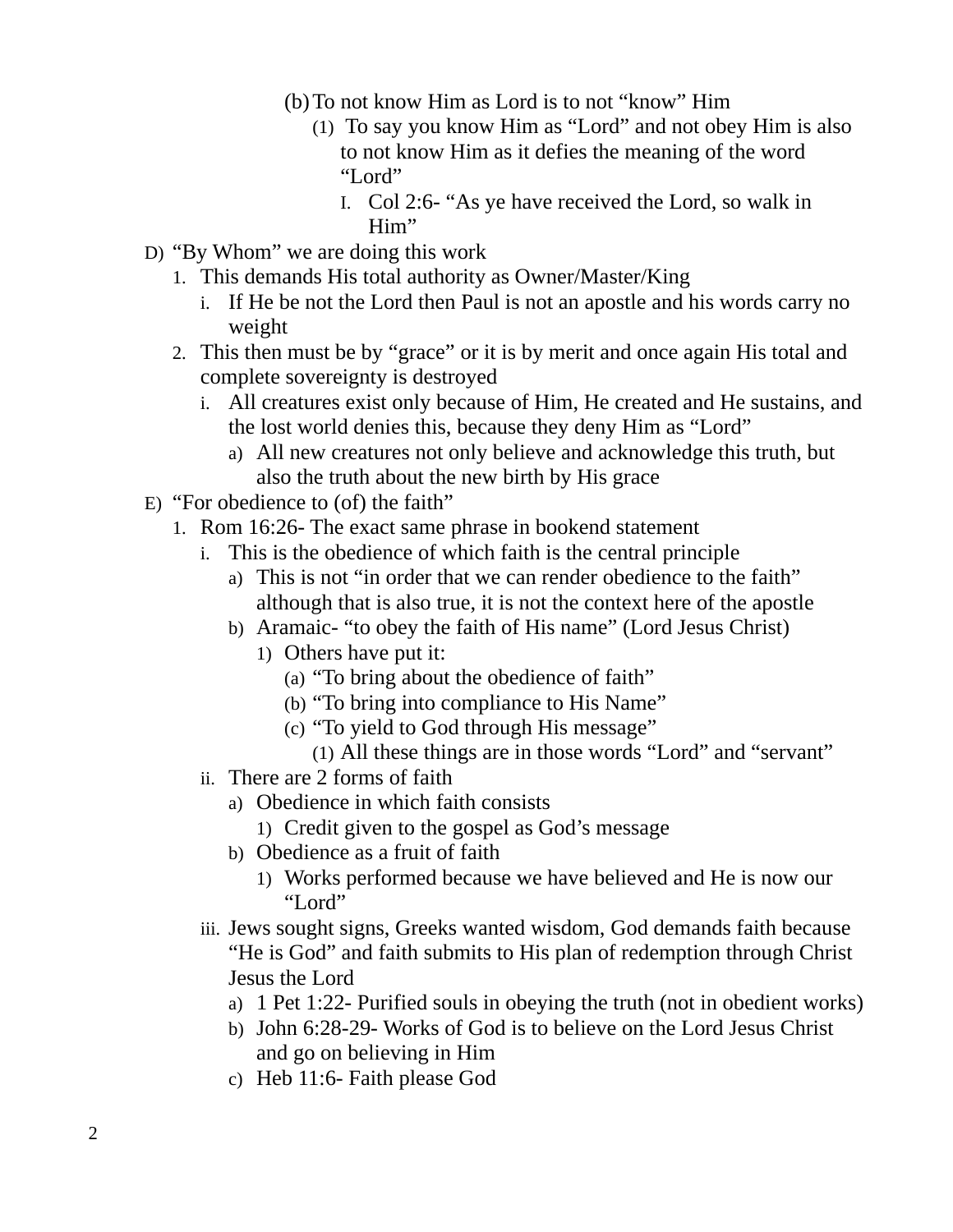- (b) To not know Him as Lord is to not "know" Him
                - (1) To say you know Him as "Lord" and not obey Him is also to not know Him as it defies the meaning of the word "Lord"
                    - I. Col 2:6- "As ye have received the Lord, so walk in Him"

- D) "By Whom" we are doing this work
    - 1. This demands His total authority as Owner/Master/King
        - i. If He be not the Lord then Paul is not an apostle and his words carry no weight
    - 2. This then must be by "grace" or it is by merit and once again His total and complete sovereignty is destroyed
        - i. All creatures exist only because of Him, He created and He sustains, and the lost world denies this, because they deny Him as "Lord"
            - a) All new creatures not only believe and acknowledge this truth, but also the truth about the new birth by His grace
- E) "For obedience to (of) the faith"
    - 1. Rom 16:26- The exact same phrase in bookend statement
        - i. This is the obedience of which faith is the central principle
            - a) This is not "in order that we can render obedience to the faith" although that is also true, it is not the context here of the apostle
            - b) Aramaic- "to obey the faith of His name" (Lord Jesus Christ)
                - 1) Others have put it:
                    - (a) "To bring about the obedience of faith"
                    - (b) "To bring into compliance to His Name"
                    - (c) "To yield to God through His message"
                        - (1) All these things are in those words "Lord" and "servant"
        - ii. There are 2 forms of faith
            - a) Obedience in which faith consists
                - 1) Credit given to the gospel as God's message
            - b) Obedience as a fruit of faith
                - 1) Works performed because we have believed and He is now our "Lord"
        - iii. Jews sought signs, Greeks wanted wisdom, God demands faith because "He is God" and faith submits to His plan of redemption through Christ Jesus the Lord
            - a) 1 Pet 1:22- Purified souls in obeying the truth (not in obedient works)
            - b) John 6:28-29- Works of God is to believe on the Lord Jesus Christ and go on believing in Him
            - c) Heb 11:6- Faith please God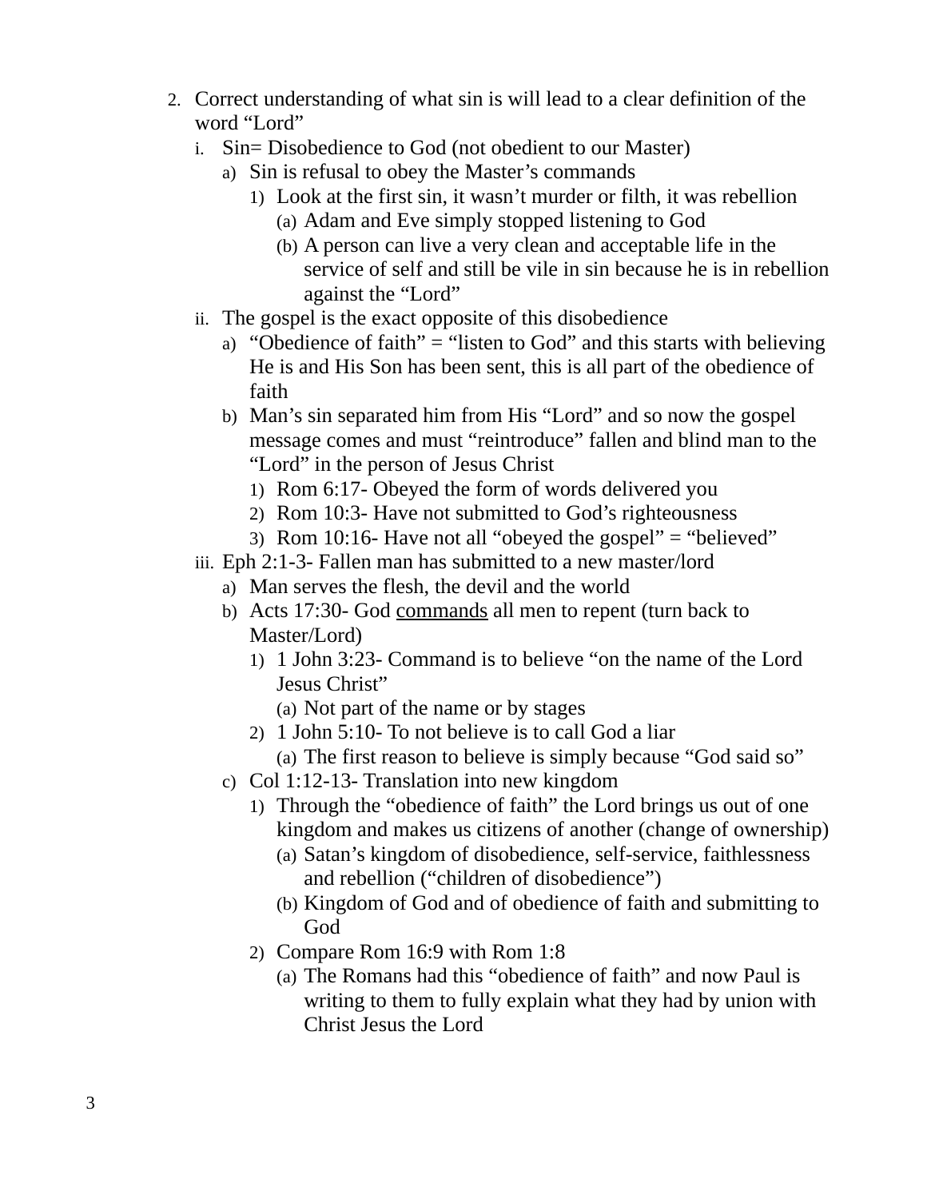2. Correct understanding of what sin is will lead to a clear definition of the word “Lord”
   i. Sin= Disobedience to God (not obedient to our Master)
      a) Sin is refusal to obey the Master’s commands
         1) Look at the first sin, it wasn’t murder or filth, it was rebellion
            (a) Adam and Eve simply stopped listening to God
            (b) A person can live a very clean and acceptable life in the service of self and still be vile in sin because he is in rebellion against the “Lord”
   ii. The gospel is the exact opposite of this disobedience
      a) “Obedience of faith” = “listen to God” and this starts with believing He is and His Son has been sent, this is all part of the obedience of faith
      b) Man’s sin separated him from His “Lord” and so now the gospel message comes and must “reintroduce” fallen and blind man to the “Lord” in the person of Jesus Christ
         1) Rom 6:17- Obeyed the form of words delivered you
         2) Rom 10:3- Have not submitted to God’s righteousness
         3) Rom 10:16- Have not all “obeyed the gospel” = “believed”
   iii. Eph 2:1-3- Fallen man has submitted to a new master/lord
      a) Man serves the flesh, the devil and the world
      b) Acts 17:30- God <u>commands</u> all men to repent (turn back to Master/Lord)
         1) 1 John 3:23- Command is to believe “on the name of the Lord Jesus Christ”
            (a) Not part of the name or by stages
         2) 1 John 5:10- To not believe is to call God a liar
            (a) The first reason to believe is simply because “God said so”
      c) Col 1:12-13- Translation into new kingdom
         1) Through the “obedience of faith” the Lord brings us out of one kingdom and makes us citizens of another (change of ownership)
            (a) Satan’s kingdom of disobedience, self-service, faithlessness and rebellion (“children of disobedience”)
            (b) Kingdom of God and of obedience of faith and submitting to God
         2) Compare Rom 16:9 with Rom 1:8
            (a) The Romans had this “obedience of faith” and now Paul is writing to them to fully explain what they had by union with Christ Jesus the Lord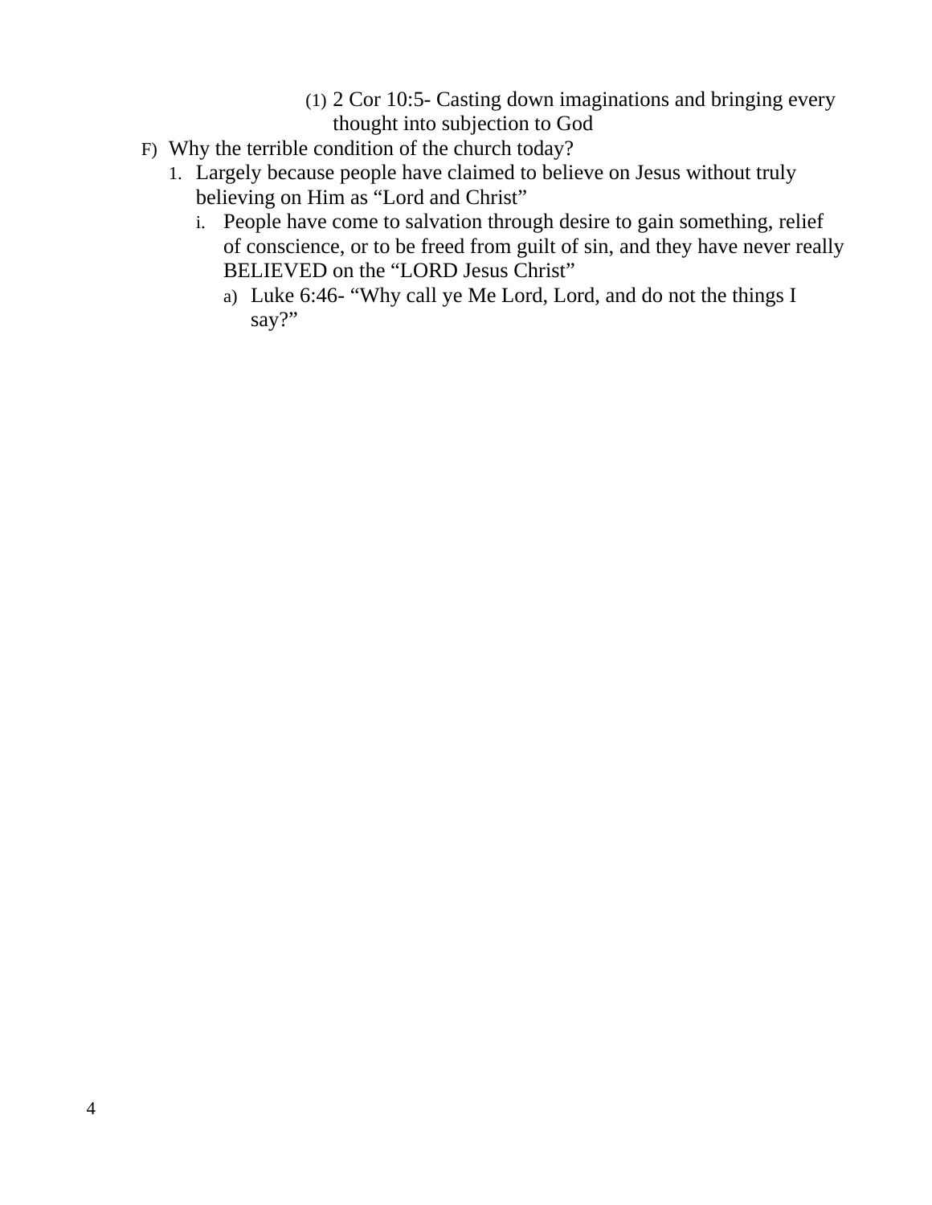(1) 2 Cor 10:5- Casting down imaginations and bringing every thought into subjection to God

F) Why the terrible condition of the church today?
   1. Largely because people have claimed to believe on Jesus without truly believing on Him as "Lord and Christ"
      i. People have come to salvation through desire to gain something, relief of conscience, or to be freed from guilt of sin, and they have never really BELIEVED on the "LORD Jesus Christ"
         a) Luke 6:46- "Why call ye Me Lord, Lord, and do not the things I say?"